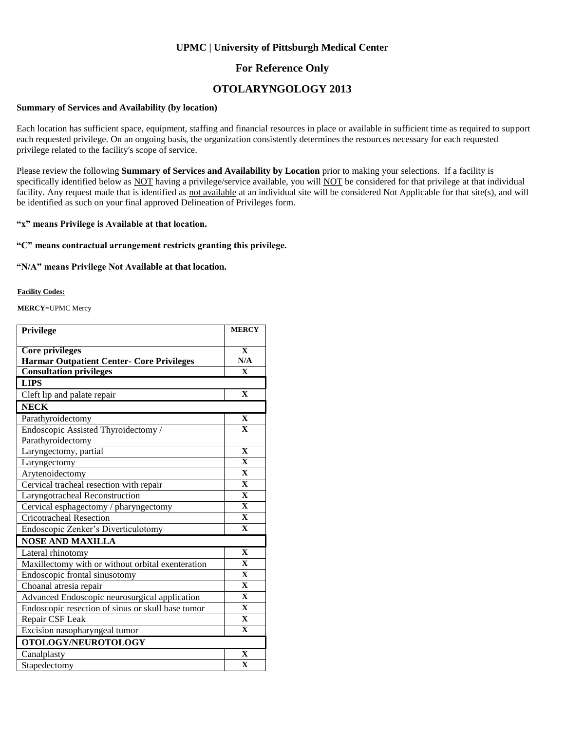**UPMC | University of Pittsburgh Medical Center**

## For Reference Only

# OTOLARYNGOLOGY 2013

**Summary of Services and Availability (by location)**

Each location has sufficient space, equipment, staffing and financial resources in place or available in sufficient time as required to support each requested privilege. On an ongoing basis, the organization consistently determines the resources necessary for each requested privilege related to the facility's scope of service.

Please review the following **Summary of Services and Availability by Location** prior to making your selections. If a facility is specifically identified below as NOT having a privilege/service available, you will NOT be considered for that privilege at that individual facility. Any request made that is identified as not available at an individual site will be considered Not Applicable for that site(s), and will be identified as such on your final approved Delineation of Privileges form.

**"x" means Privilege is Available at that location.**

**"C" means contractual arrangement restricts granting this privilege.**

**"N/A" means Privilege Not Available at that location.**

**Facility Codes:**

**MERCY**=UPMC Mercy

| Privilege | MERCY |
|---|---|
| **Core privileges** | X |
| **Harmar Outpatient Center- Core Privileges** | N/A |
| **Consultation privileges** | X |
| **LIPS** | |
| Cleft lip and palate repair | X |
| **NECK** | |
| Parathyroidectomy | X |
| Endoscopic Assisted Thyroidectomy / Parathyroidectomy | X |
| Laryngectomy, partial | X |
| Laryngectomy | X |
| Arytenoidectomy | X |
| Cervical tracheal resection with repair | X |
| Laryngotracheal Reconstruction | X |
| Cervical esphagectomy / pharyngectomy | X |
| Cricotracheal Resection | X |
| Endoscopic Zenker's Diverticulotomy | X |
| **NOSE AND MAXILLA** | |
| Lateral rhinotomy | X |
| Maxillectomy with or without orbital exenteration | X |
| Endoscopic frontal sinusotomy | X |
| Choanal atresia repair | X |
| Advanced Endoscopic neurosurgical application | X |
| Endoscopic resection of sinus or skull base tumor | X |
| Repair CSF Leak | X |
| Excision nasopharyngeal tumor | X |
| **OTOLOGY/NEUROTOLOGY** | |
| Canalplasty | X |
| Stapedectomy | X |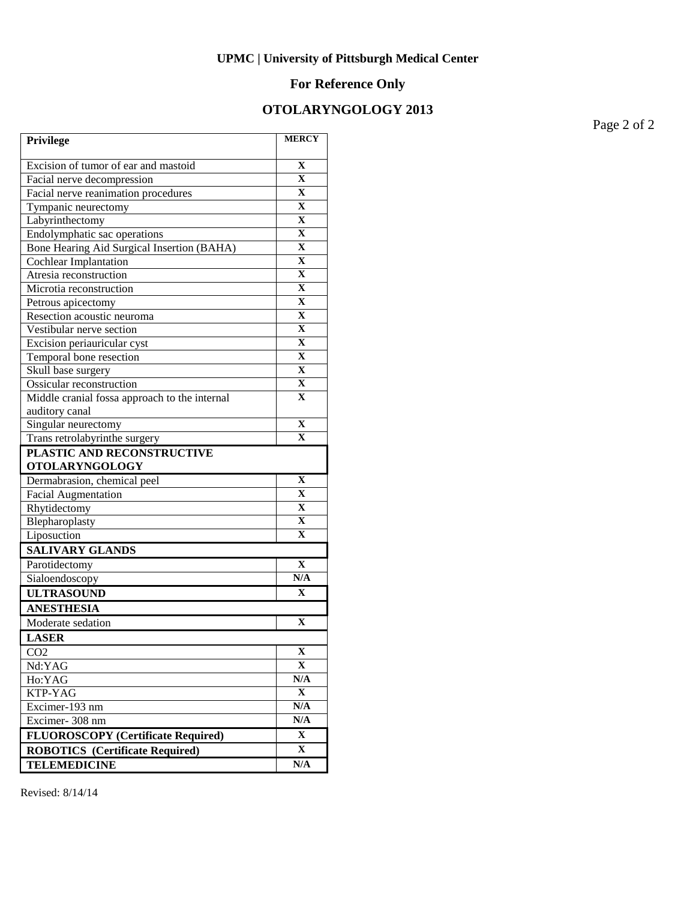**UPMC | University of Pittsburgh Medical Center**

**For Reference Only**

**OTOLARYNGOLOGY 2013**

| Privilege | MERCY |
|---|---|
| Excision of tumor of ear and mastoid | X |
| Facial nerve decompression | X |
| Facial nerve reanimation procedures | X |
| Tympanic neurectomy | X |
| Labyrinthectomy | X |
| Endolymphatic sac operations | X |
| Bone Hearing Aid Surgical Insertion (BAHA) | X |
| Cochlear Implantation | X |
| Atresia reconstruction | X |
| Microtia reconstruction | X |
| Petrous apicectomy | X |
| Resection acoustic neuroma | X |
| Vestibular nerve section | X |
| Excision periauricular cyst | X |
| Temporal bone resection | X |
| Skull base surgery | X |
| Ossicular reconstruction | X |
| Middle cranial fossa approach to the internal auditory canal | X |
| Singular neurectomy | X |
| Trans retrolabyrinthe surgery | X |
| **PLASTIC AND RECONSTRUCTIVE OTOLARYNGOLOGY** | |
| Dermabrasion, chemical peel | X |
| Facial Augmentation | X |
| Rhytidectomy | X |
| Blepharoplasty | X |
| Liposuction | X |
| **SALIVARY GLANDS** | |
| Parotidectomy | X |
| Sialoendoscopy | N/A |
| **ULTRASOUND** | X |
| **ANESTHESIA** | |
| Moderate sedation | X |
| **LASER** | |
| $CO_2$ | X |
| Nd:YAG | X |
| Ho:YAG | N/A |
| KTP-YAG | X |
| Excimer-193 nm | N/A |
| Excimer- 308 nm | N/A |
| **FLUOROSCOPY (Certificate Required)** | X |
| **ROBOTICS (Certificate Required)** | X |
| **TELEMEDICINE** | N/A |

Revised: 8/14/14